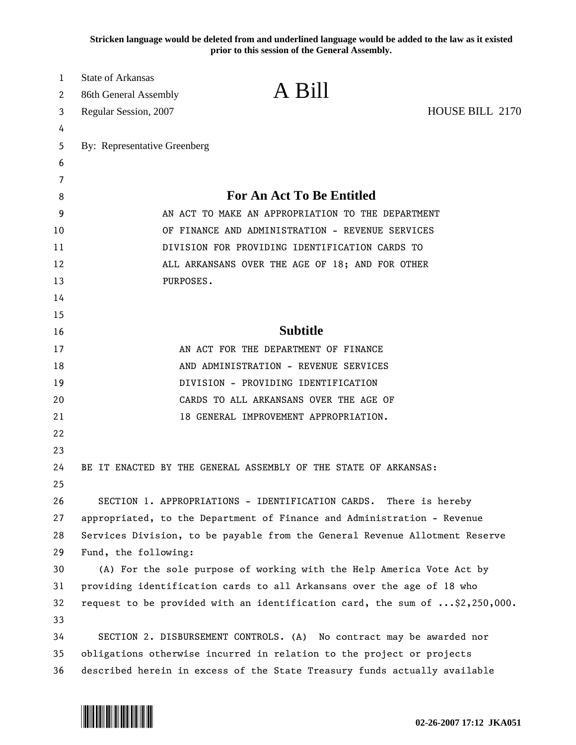**Stricken language would be deleted from and underlined language would be added to the law as it existed prior to this session of the General Assembly.**

State of Arkansas
86th General Assembly
Regular Session, 2007

# A Bill

HOUSE BILL 2170

By: Representative Greenberg

## For An Act To Be Entitled

AN ACT TO MAKE AN APPROPRIATION TO THE DEPARTMENT OF FINANCE AND ADMINISTRATION - REVENUE SERVICES DIVISION FOR PROVIDING IDENTIFICATION CARDS TO ALL ARKANSANS OVER THE AGE OF 18; AND FOR OTHER PURPOSES.

## Subtitle

AN ACT FOR THE DEPARTMENT OF FINANCE AND ADMINISTRATION - REVENUE SERVICES DIVISION - PROVIDING IDENTIFICATION CARDS TO ALL ARKANSANS OVER THE AGE OF 18 GENERAL IMPROVEMENT APPROPRIATION.

BE IT ENACTED BY THE GENERAL ASSEMBLY OF THE STATE OF ARKANSAS:

SECTION 1. APPROPRIATIONS - IDENTIFICATION CARDS. There is hereby appropriated, to the Department of Finance and Administration - Revenue Services Division, to be payable from the General Revenue Allotment Reserve Fund, the following:

(A) For the sole purpose of working with the Help America Vote Act by providing identification cards to all Arkansans over the age of 18 who request to be provided with an identification card, the sum of ...$2,250,000.

SECTION 2. DISBURSEMENT CONTROLS. (A) No contract may be awarded nor obligations otherwise incurred in relation to the project or projects described herein in excess of the State Treasury funds actually available

02-26-2007 17:12 JKA051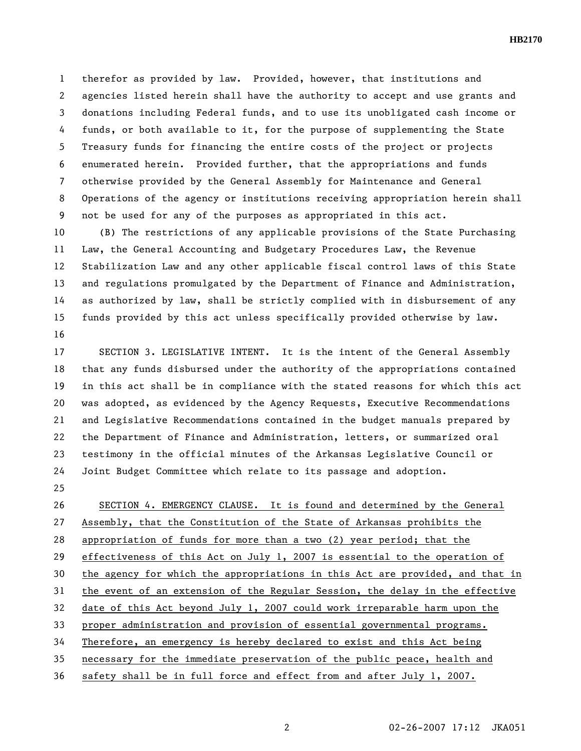therefor as provided by law. Provided, however, that institutions and agencies listed herein shall have the authority to accept and use grants and donations including Federal funds, and to use its unobligated cash income or funds, or both available to it, for the purpose of supplementing the State Treasury funds for financing the entire costs of the project or projects enumerated herein. Provided further, that the appropriations and funds otherwise provided by the General Assembly for Maintenance and General Operations of the agency or institutions receiving appropriation herein shall not be used for any of the purposes as appropriated in this act.

(B) The restrictions of any applicable provisions of the State Purchasing Law, the General Accounting and Budgetary Procedures Law, the Revenue Stabilization Law and any other applicable fiscal control laws of this State and regulations promulgated by the Department of Finance and Administration, as authorized by law, shall be strictly complied with in disbursement of any funds provided by this act unless specifically provided otherwise by law.

SECTION 3. LEGISLATIVE INTENT. It is the intent of the General Assembly that any funds disbursed under the authority of the appropriations contained in this act shall be in compliance with the stated reasons for which this act was adopted, as evidenced by the Agency Requests, Executive Recommendations and Legislative Recommendations contained in the budget manuals prepared by the Department of Finance and Administration, letters, or summarized oral testimony in the official minutes of the Arkansas Legislative Council or Joint Budget Committee which relate to its passage and adoption.

SECTION 4. EMERGENCY CLAUSE. It is found and determined by the General Assembly, that the Constitution of the State of Arkansas prohibits the appropriation of funds for more than a two (2) year period; that the effectiveness of this Act on July 1, 2007 is essential to the operation of the agency for which the appropriations in this Act are provided, and that in the event of an extension of the Regular Session, the delay in the effective date of this Act beyond July 1, 2007 could work irreparable harm upon the proper administration and provision of essential governmental programs. Therefore, an emergency is hereby declared to exist and this Act being necessary for the immediate preservation of the public peace, health and safety shall be in full force and effect from and after July 1, 2007.